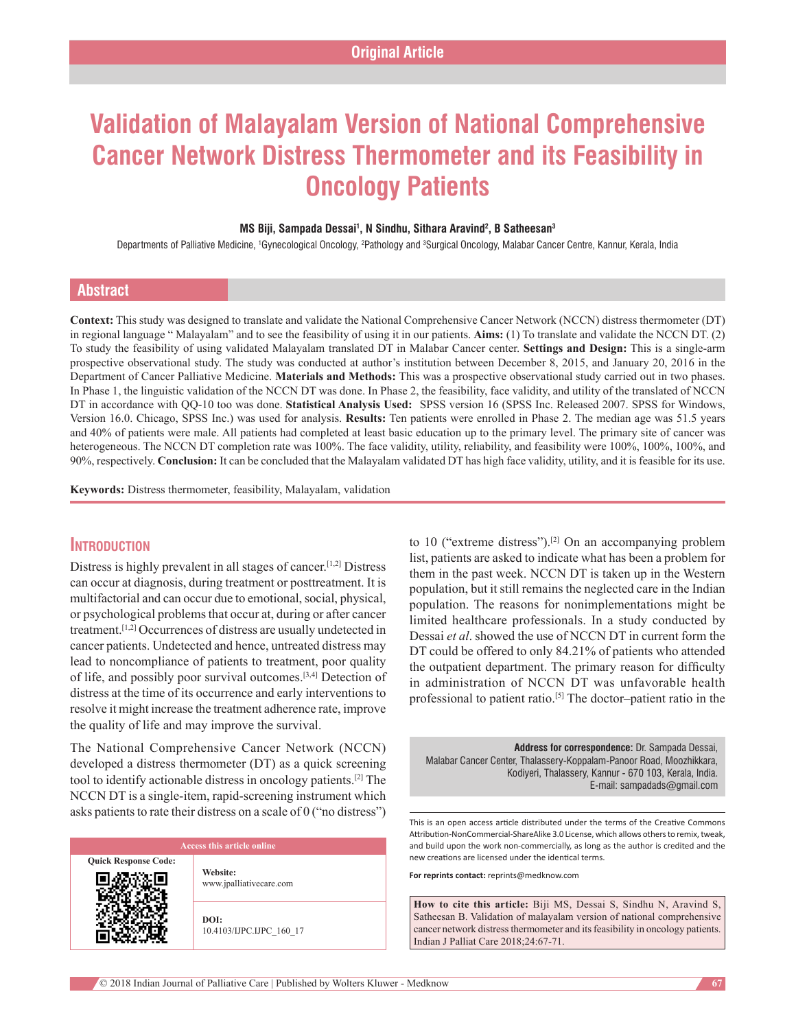Original Article

# Validation of Malayalam Version of National Comprehensive Cancer Network Distress Thermometer and its Feasibility in Oncology Patients

**MS Biji, Sampada Dessai[1], N Sindhu, Sithara Aravind[2], B Satheesan[3]**

Departments of Palliative Medicine, [1]Gynecological Oncology, [2]Pathology and [3]Surgical Oncology, Malabar Cancer Centre, Kannur, Kerala, India

## Abstract

**Context:** This study was designed to translate and validate the National Comprehensive Cancer Network (NCCN) distress thermometer (DT) in regional language " Malayalam" and to see the feasibility of using it in our patients. **Aims:** (1) To translate and validate the NCCN DT. (2) To study the feasibility of using validated Malayalam translated DT in Malabar Cancer center. **Settings and Design:** This is a single-arm prospective observational study. The study was conducted at author's institution between December 8, 2015, and January 20, 2016 in the Department of Cancer Palliative Medicine. **Materials and Methods:** This was a prospective observational study carried out in two phases. In Phase 1, the linguistic validation of the NCCN DT was done. In Phase 2, the feasibility, face validity, and utility of the translated of NCCN DT in accordance with QQ-10 too was done. **Statistical Analysis Used:** SPSS version 16 (SPSS Inc. Released 2007. SPSS for Windows, Version 16.0. Chicago, SPSS Inc.) was used for analysis. **Results:** Ten patients were enrolled in Phase 2. The median age was 51.5 years and 40% of patients were male. All patients had completed at least basic education up to the primary level. The primary site of cancer was heterogeneous. The NCCN DT completion rate was 100%. The face validity, utility, reliability, and feasibility were 100%, 100%, 100%, and 90%, respectively. **Conclusion:** It can be concluded that the Malayalam validated DT has high face validity, utility, and it is feasible for its use.

**Keywords:** Distress thermometer, feasibility, Malayalam, validation

## Introduction

Distress is highly prevalent in all stages of cancer.[1,2] Distress can occur at diagnosis, during treatment or posttreatment. It is multifactorial and can occur due to emotional, social, physical, or psychological problems that occur at, during or after cancer treatment.[1,2] Occurrences of distress are usually undetected in cancer patients. Undetected and hence, untreated distress may lead to noncompliance of patients to treatment, poor quality of life, and possibly poor survival outcomes.[3,4] Detection of distress at the time of its occurrence and early interventions to resolve it might increase the treatment adherence rate, improve the quality of life and may improve the survival.

The National Comprehensive Cancer Network (NCCN) developed a distress thermometer (DT) as a quick screening tool to identify actionable distress in oncology patients.[2] The NCCN DT is a single-item, rapid-screening instrument which asks patients to rate their distress on a scale of 0 ("no distress") to 10 ("extreme distress").[2] On an accompanying problem list, patients are asked to indicate what has been a problem for them in the past week. NCCN DT is taken up in the Western population, but it still remains the neglected care in the Indian population. The reasons for nonimplementations might be limited healthcare professionals. In a study conducted by Dessai *et al*. showed the use of NCCN DT in current form the DT could be offered to only 84.21% of patients who attended the outpatient department. The primary reason for difficulty in administration of NCCN DT was unfavorable health professional to patient ratio.[5] The doctor–patient ratio in the

| Access this article online | |
|---|---|
| Quick Response Code: | **Website:** www.jpalliativecare.com |
| | **DOI:** 10.4103/IJPC.IJPC_160_17 |

**Address for correspondence:** Dr. Sampada Dessai, Malabar Cancer Center, Thalassery-Koppalam-Panoor Road, Moozhikkara, Kodiyeri, Thalassery, Kannur - 670 103, Kerala, India. E-mail: sampadads@gmail.com

This is an open access article distributed under the terms of the Creative Commons Attribution-NonCommercial-ShareAlike 3.0 License, which allows others to remix, tweak, and build upon the work non-commercially, as long as the author is credited and the new creations are licensed under the identical terms.

**For reprints contact:** reprints@medknow.com

**How to cite this article:** Biji MS, Dessai S, Sindhu N, Aravind S, Satheesan B. Validation of malayalam version of national comprehensive cancer network distress thermometer and its feasibility in oncology patients. Indian J Palliat Care 2018;24:67-71.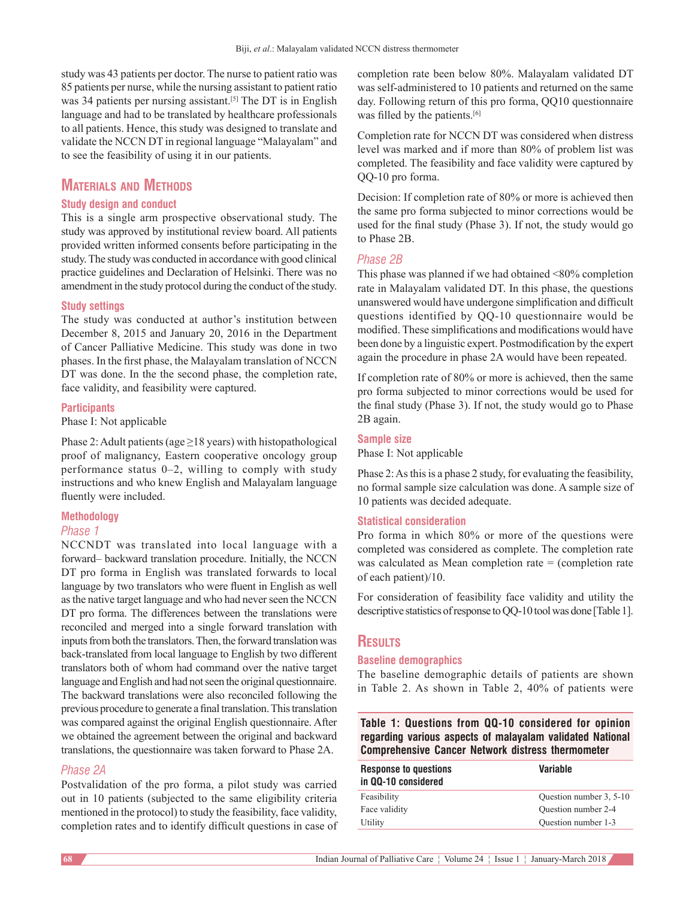study was 43 patients per doctor. The nurse to patient ratio was 85 patients per nurse, while the nursing assistant to patient ratio was 34 patients per nursing assistant.[5] The DT is in English language and had to be translated by healthcare professionals to all patients. Hence, this study was designed to translate and validate the NCCN DT in regional language "Malayalam" and to see the feasibility of using it in our patients.

## Materials and Methods

### Study design and conduct

This is a single arm prospective observational study. The study was approved by institutional review board. All patients provided written informed consents before participating in the study. The study was conducted in accordance with good clinical practice guidelines and Declaration of Helsinki. There was no amendment in the study protocol during the conduct of the study.

### Study settings

The study was conducted at author's institution between December 8, 2015 and January 20, 2016 in the Department of Cancer Palliative Medicine. This study was done in two phases. In the first phase, the Malayalam translation of NCCN DT was done. In the the second phase, the completion rate, face validity, and feasibility were captured.

### Participants

Phase I: Not applicable

Phase 2: Adult patients (age ≥18 years) with histopathological proof of malignancy, Eastern cooperative oncology group performance status 0–2, willing to comply with study instructions and who knew English and Malayalam language fluently were included.

### Methodology

#### *Phase 1*

NCCNDT was translated into local language with a forward– backward translation procedure. Initially, the NCCN DT pro forma in English was translated forwards to local language by two translators who were fluent in English as well as the native target language and who had never seen the NCCN DT pro forma. The differences between the translations were reconciled and merged into a single forward translation with inputs from both the translators. Then, the forward translation was back-translated from local language to English by two different translators both of whom had command over the native target language and English and had not seen the original questionnaire. The backward translations were also reconciled following the previous procedure to generate a final translation. This translation was compared against the original English questionnaire. After we obtained the agreement between the original and backward translations, the questionnaire was taken forward to Phase 2A.

#### *Phase 2A*

Postvalidation of the pro forma, a pilot study was carried out in 10 patients (subjected to the same eligibility criteria mentioned in the protocol) to study the feasibility, face validity, completion rates and to identify difficult questions in case of completion rate been below 80%. Malayalam validated DT was self-administered to 10 patients and returned on the same day. Following return of this pro forma, QQ10 questionnaire was filled by the patients.[6]

Completion rate for NCCN DT was considered when distress level was marked and if more than 80% of problem list was completed. The feasibility and face validity were captured by QQ-10 pro forma.

Decision: If completion rate of 80% or more is achieved then the same pro forma subjected to minor corrections would be used for the final study (Phase 3). If not, the study would go to Phase 2B.

#### *Phase 2B*

This phase was planned if we had obtained <80% completion rate in Malayalam validated DT. In this phase, the questions unanswered would have undergone simplification and difficult questions identified by QQ-10 questionnaire would be modified. These simplifications and modifications would have been done by a linguistic expert. Postmodification by the expert again the procedure in phase 2A would have been repeated.

If completion rate of 80% or more is achieved, then the same pro forma subjected to minor corrections would be used for the final study (Phase 3). If not, the study would go to Phase 2B again.

### Sample size

Phase I: Not applicable

Phase 2: As this is a phase 2 study, for evaluating the feasibility, no formal sample size calculation was done. A sample size of 10 patients was decided adequate.

### Statistical consideration

Pro forma in which 80% or more of the questions were completed was considered as complete. The completion rate was calculated as Mean completion rate = (completion rate of each patient)/10.

For consideration of feasibility face validity and utility the descriptive statistics of response to QQ-10 tool was done [Table 1].

## Results

### Baseline demographics

The baseline demographic details of patients are shown in Table 2. As shown in Table 2, 40% of patients were

**Table 1: Questions from QQ-10 considered for opinion regarding various aspects of malayalam validated National Comprehensive Cancer Network distress thermometer**

| Response to questions in QQ-10 considered | Variable |
|---|---|
| Feasibility | Question number 3, 5-10 |
| Face validity | Question number 2-4 |
| Utility | Question number 1-3 |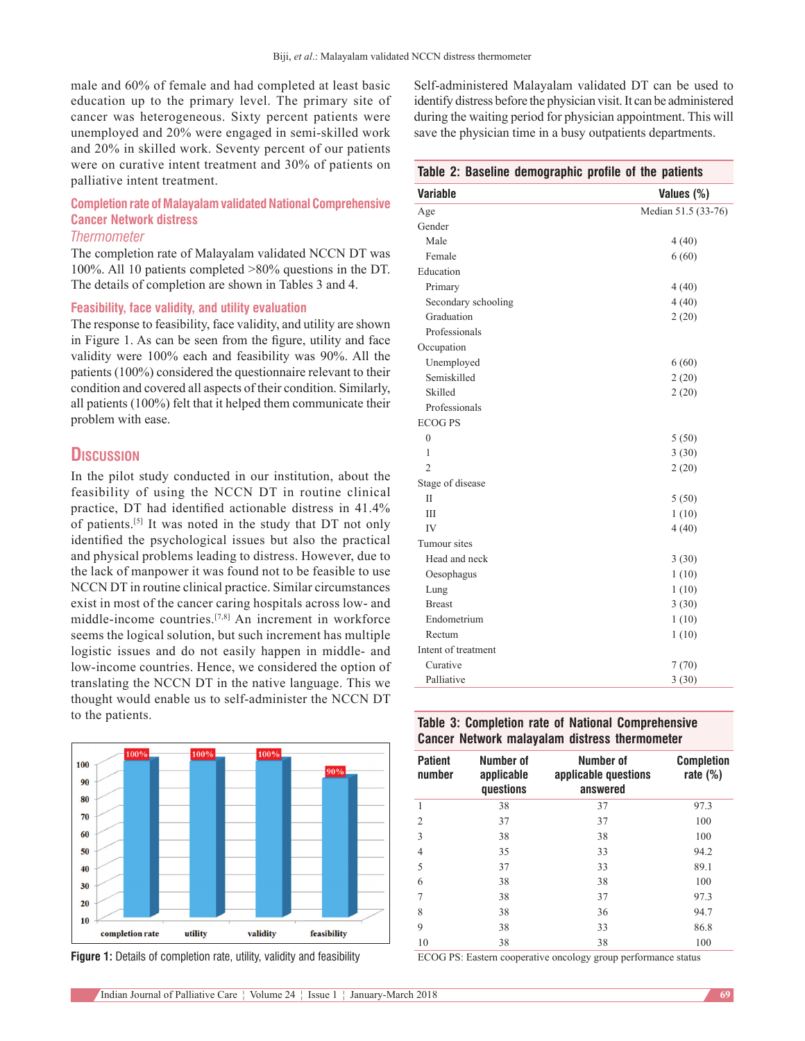male and 60% of female and had completed at least basic education up to the primary level. The primary site of cancer was heterogeneous. Sixty percent patients were unemployed and 20% were engaged in semi-skilled work and 20% in skilled work. Seventy percent of our patients were on curative intent treatment and 30% of patients on palliative intent treatment.

### Completion rate of Malayalam validated National Comprehensive Cancer Network distress *Thermometer*

The completion rate of Malayalam validated NCCN DT was 100%. All 10 patients completed >80% questions in the DT. The details of completion are shown in Tables 3 and 4.

### Feasibility, face validity, and utility evaluation

The response to feasibility, face validity, and utility are shown in Figure 1. As can be seen from the figure, utility and face validity were 100% each and feasibility was 90%. All the patients (100%) considered the questionnaire relevant to their condition and covered all aspects of their condition. Similarly, all patients (100%) felt that it helped them communicate their problem with ease.

## Discussion

In the pilot study conducted in our institution, about the feasibility of using the NCCN DT in routine clinical practice, DT had identified actionable distress in 41.4% of patients.[5] It was noted in the study that DT not only identified the psychological issues but also the practical and physical problems leading to distress. However, due to the lack of manpower it was found not to be feasible to use NCCN DT in routine clinical practice. Similar circumstances exist in most of the cancer caring hospitals across low- and middle-income countries.[7,8] An increment in workforce seems the logical solution, but such increment has multiple logistic issues and do not easily happen in middle- and low-income countries. Hence, we considered the option of translating the NCCN DT in the native language. This we thought would enable us to self-administer the NCCN DT to the patients.

| | completion rate | utility | validity | feasibility |
|---|---|---|---|---|
| % | 100% | 100% | 100% | 90% |

**Figure 1:** Details of completion rate, utility, validity and feasibility

Self-administered Malayalam validated DT can be used to identify distress before the physician visit. It can be administered during the waiting period for physician appointment. This will save the physician time in a busy outpatients departments.

**Table 2: Baseline demographic profile of the patients**

| Variable | Values (%) |
|---|---|
| Age | Median 51.5 (33-76) |
| Gender | |
| Male | 4 (40) |
| Female | 6 (60) |
| Education | |
| Primary | 4 (40) |
| Secondary schooling | 4 (40) |
| Graduation | 2 (20) |
| Professionals | |
| Occupation | |
| Unemployed | 6 (60) |
| Semiskilled | 2 (20) |
| Skilled | 2 (20) |
| Professionals | |
| ECOG PS | |
| 0 | 5 (50) |
| 1 | 3 (30) |
| 2 | 2 (20) |
| Stage of disease | |
| II | 5 (50) |
| III | 1 (10) |
| IV | 4 (40) |
| Tumour sites | |
| Head and neck | 3 (30) |
| Oesophagus | 1 (10) |
| Lung | 1 (10) |
| Breast | 3 (30) |
| Endometrium | 1 (10) |
| Rectum | 1 (10) |
| Intent of treatment | |
| Curative | 7 (70) |
| Palliative | 3 (30) |

**Table 3: Completion rate of National Comprehensive Cancer Network malayalam distress thermometer**

| Patient number | Number of applicable questions | Number of applicable questions answered | Completion rate (%) |
|---|---|---|---|
| 1 | 38 | 37 | 97.3 |
| 2 | 37 | 37 | 100 |
| 3 | 38 | 38 | 100 |
| 4 | 35 | 33 | 94.2 |
| 5 | 37 | 33 | 89.1 |
| 6 | 38 | 38 | 100 |
| 7 | 38 | 37 | 97.3 |
| 8 | 38 | 36 | 94.7 |
| 9 | 38 | 33 | 86.8 |
| 10 | 38 | 38 | 100 |

ECOG PS: Eastern cooperative oncology group performance status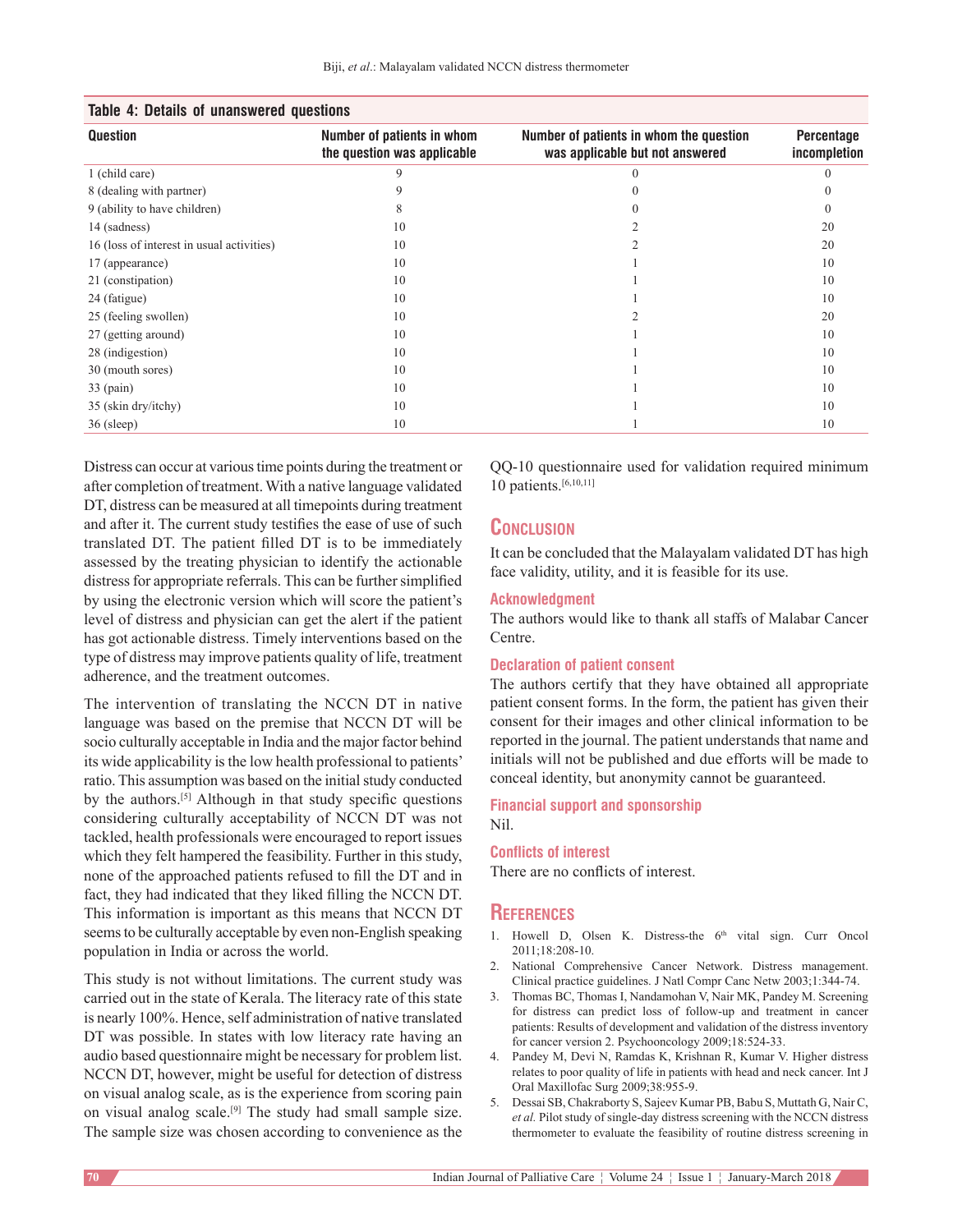**Table 4: Details of unanswered questions**

| Question | Number of patients in whom the question was applicable | Number of patients in whom the question was applicable but not answered | Percentage incompletion |
|---|---|---|---|
| 1 (child care) | 9 | 0 | 0 |
| 8 (dealing with partner) | 9 | 0 | 0 |
| 9 (ability to have children) | 8 | 0 | 0 |
| 14 (sadness) | 10 | 2 | 20 |
| 16 (loss of interest in usual activities) | 10 | 2 | 20 |
| 17 (appearance) | 10 | 1 | 10 |
| 21 (constipation) | 10 | 1 | 10 |
| 24 (fatigue) | 10 | 1 | 10 |
| 25 (feeling swollen) | 10 | 2 | 20 |
| 27 (getting around) | 10 | 1 | 10 |
| 28 (indigestion) | 10 | 1 | 10 |
| 30 (mouth sores) | 10 | 1 | 10 |
| 33 (pain) | 10 | 1 | 10 |
| 35 (skin dry/itchy) | 10 | 1 | 10 |
| 36 (sleep) | 10 | 1 | 10 |

Distress can occur at various time points during the treatment or after completion of treatment. With a native language validated DT, distress can be measured at all timepoints during treatment and after it. The current study testifies the ease of use of such translated DT. The patient filled DT is to be immediately assessed by the treating physician to identify the actionable distress for appropriate referrals. This can be further simplified by using the electronic version which will score the patient's level of distress and physician can get the alert if the patient has got actionable distress. Timely interventions based on the type of distress may improve patients quality of life, treatment adherence, and the treatment outcomes.

The intervention of translating the NCCN DT in native language was based on the premise that NCCN DT will be socio culturally acceptable in India and the major factor behind its wide applicability is the low health professional to patients' ratio. This assumption was based on the initial study conducted by the authors.[5] Although in that study specific questions considering culturally acceptability of NCCN DT was not tackled, health professionals were encouraged to report issues which they felt hampered the feasibility. Further in this study, none of the approached patients refused to fill the DT and in fact, they had indicated that they liked filling the NCCN DT. This information is important as this means that NCCN DT seems to be culturally acceptable by even non-English speaking population in India or across the world.

This study is not without limitations. The current study was carried out in the state of Kerala. The literacy rate of this state is nearly 100%. Hence, self administration of native translated DT was possible. In states with low literacy rate having an audio based questionnaire might be necessary for problem list. NCCN DT, however, might be useful for detection of distress on visual analog scale, as is the experience from scoring pain on visual analog scale.[9] The study had small sample size. The sample size was chosen according to convenience as the QQ-10 questionnaire used for validation required minimum 10 patients.[6,10,11]

## Conclusion

It can be concluded that the Malayalam validated DT has high face validity, utility, and it is feasible for its use.

### Acknowledgment

The authors would like to thank all staffs of Malabar Cancer Centre.

### Declaration of patient consent

The authors certify that they have obtained all appropriate patient consent forms. In the form, the patient has given their consent for their images and other clinical information to be reported in the journal. The patient understands that name and initials will not be published and due efforts will be made to conceal identity, but anonymity cannot be guaranteed.

### Financial support and sponsorship

Nil.

### Conflicts of interest

There are no conflicts of interest.

## References

1. Howell D, Olsen K. Distress-the 6th vital sign. Curr Oncol 2011;18:208-10.
2. National Comprehensive Cancer Network. Distress management. Clinical practice guidelines. J Natl Compr Canc Netw 2003;1:344-74.
3. Thomas BC, Thomas I, Nandamohan V, Nair MK, Pandey M. Screening for distress can predict loss of follow-up and treatment in cancer patients: Results of development and validation of the distress inventory for cancer version 2. Psychooncology 2009;18:524-33.
4. Pandey M, Devi N, Ramdas K, Krishnan R, Kumar V. Higher distress relates to poor quality of life in patients with head and neck cancer. Int J Oral Maxillofac Surg 2009;38:955-9.
5. Dessai SB, Chakraborty S, Sajeev Kumar PB, Babu S, Muttath G, Nair C, *et al.* Pilot study of single-day distress screening with the NCCN distress thermometer to evaluate the feasibility of routine distress screening in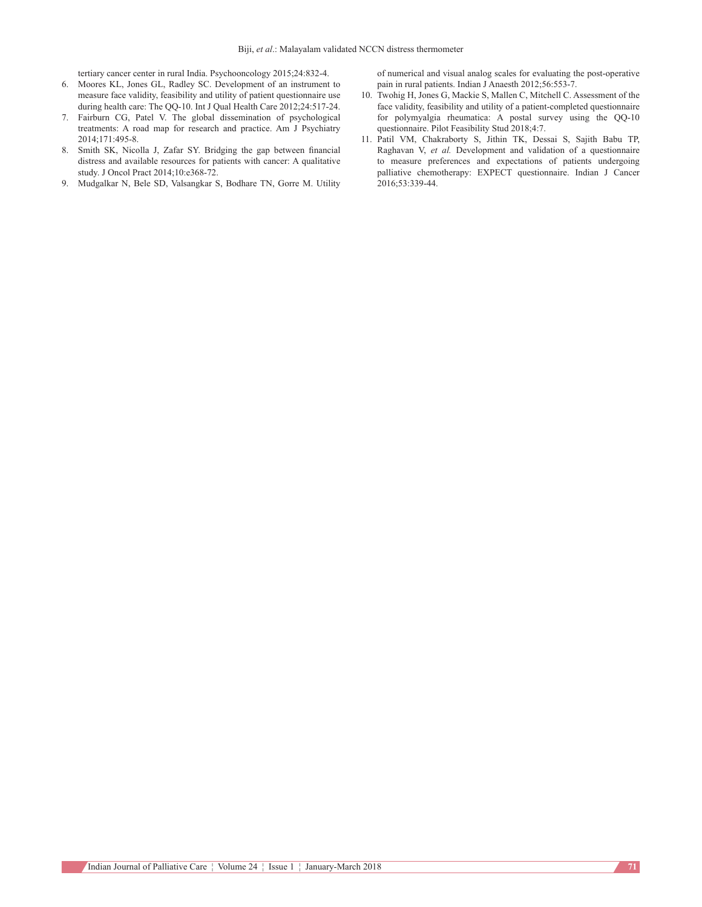tertiary cancer center in rural India. Psychooncology 2015;24:832-4.

6. Moores KL, Jones GL, Radley SC. Development of an instrument to measure face validity, feasibility and utility of patient questionnaire use during health care: The QQ-10. Int J Qual Health Care 2012;24:517-24.
7. Fairburn CG, Patel V. The global dissemination of psychological treatments: A road map for research and practice. Am J Psychiatry 2014;171:495-8.
8. Smith SK, Nicolla J, Zafar SY. Bridging the gap between financial distress and available resources for patients with cancer: A qualitative study. J Oncol Pract 2014;10:e368-72.
9. Mudgalkar N, Bele SD, Valsangkar S, Bodhare TN, Gorre M. Utility of numerical and visual analog scales for evaluating the post-operative pain in rural patients. Indian J Anaesth 2012;56:553-7.
10. Twohig H, Jones G, Mackie S, Mallen C, Mitchell C. Assessment of the face validity, feasibility and utility of a patient-completed questionnaire for polymyalgia rheumatica: A postal survey using the QQ-10 questionnaire. Pilot Feasibility Stud 2018;4:7.
11. Patil VM, Chakraborty S, Jithin TK, Dessai S, Sajith Babu TP, Raghavan V, *et al.* Development and validation of a questionnaire to measure preferences and expectations of patients undergoing palliative chemotherapy: EXPECT questionnaire. Indian J Cancer 2016;53:339-44.